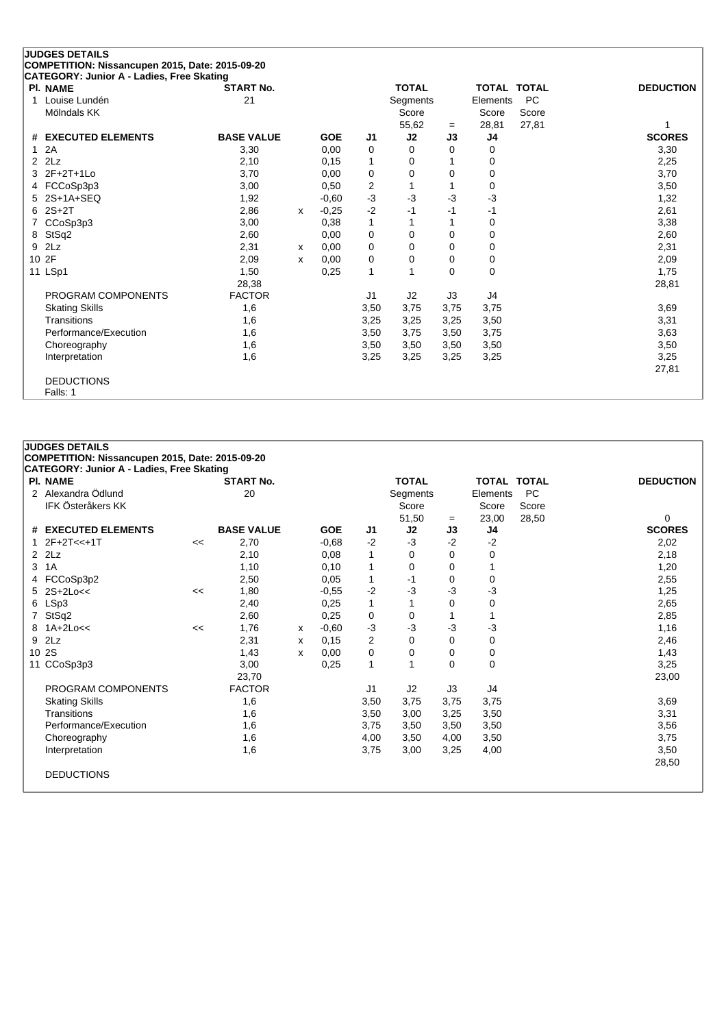## JUDGES DETAILS

**COMPETITION: Nissancupen 2015, Date: 2015-09-20**

**CATEGORY: Junior A - Ladies, Free Skating**

| Pl. | NAME | START No. | TOTAL Segments Score | = | TOTAL Elements Score | TOTAL PC Score | DEDUCTION |
|---|---|---|---|---|---|---|---|
| 1 | Louise Lundén<br>Mölndals KK | 21 | 55,62 | = | 28,81 | 27,81 | 1 |

| # | EXECUTED ELEMENTS | | BASE VALUE | | GOE | J1 | J2 | J3 | J4 | SCORES |
|---|---|---|---|---|---|---|---|---|---|---|
| 1 | 2A | | 3,30 | | 0,00 | 0 | 0 | 0 | 0 | 3,30 |
| 2 | 2Lz | | 2,10 | | 0,15 | 1 | 0 | 1 | 0 | 2,25 |
| 3 | 2F+2T+1Lo | | 3,70 | | 0,00 | 0 | 0 | 0 | 0 | 3,70 |
| 4 | FCCoSp3p3 | | 3,00 | | 0,50 | 2 | 1 | 1 | 0 | 3,50 |
| 5 | 2S+1A+SEQ | | 1,92 | | -0,60 | -3 | -3 | -3 | -3 | 1,32 |
| 6 | 2S+2T | | 2,86 | x | -0,25 | -2 | -1 | -1 | -1 | 2,61 |
| 7 | CCoSp3p3 | | 3,00 | | 0,38 | 1 | 1 | 1 | 0 | 3,38 |
| 8 | StSq2 | | 2,60 | | 0,00 | 0 | 0 | 0 | 0 | 2,60 |
| 9 | 2Lz | | 2,31 | x | 0,00 | 0 | 0 | 0 | 0 | 2,31 |
| 10 | 2F | | 2,09 | x | 0,00 | 0 | 0 | 0 | 0 | 2,09 |
| 11 | LSp1 | | 1,50 | | 0,25 | 1 | 1 | 0 | 0 | 1,75 |
| | | | 28,38 | | | | | | | 28,81 |
| | PROGRAM COMPONENTS | | FACTOR | | | J1 | J2 | J3 | J4 | |
| | Skating Skills | | 1,6 | | | 3,50 | 3,75 | 3,75 | 3,75 | 3,69 |
| | Transitions | | 1,6 | | | 3,25 | 3,25 | 3,25 | 3,50 | 3,31 |
| | Performance/Execution | | 1,6 | | | 3,50 | 3,75 | 3,50 | 3,75 | 3,63 |
| | Choreography | | 1,6 | | | 3,50 | 3,50 | 3,50 | 3,50 | 3,50 |
| | Interpretation | | 1,6 | | | 3,25 | 3,25 | 3,25 | 3,25 | 3,25 |
| | | | | | | | | | | 27,81 |
| | DEDUCTIONS | | | | | | | | | |
| | Falls: 1 | | | | | | | | | |

## JUDGES DETAILS

**COMPETITION: Nissancupen 2015, Date: 2015-09-20**

**CATEGORY: Junior A - Ladies, Free Skating**

| Pl. | NAME | START No. | TOTAL Segments Score | = | TOTAL Elements Score | TOTAL PC Score | DEDUCTION |
|---|---|---|---|---|---|---|---|
| 2 | Alexandra Ödlund<br>IFK Österåkers KK | 20 | 51,50 | = | 23,00 | 28,50 | 0 |

| # | EXECUTED ELEMENTS | | BASE VALUE | | GOE | J1 | J2 | J3 | J4 | SCORES |
|---|---|---|---|---|---|---|---|---|---|---|
| 1 | 2F+2T<<+1T | << | 2,70 | | -0,68 | -2 | -3 | -2 | -2 | 2,02 |
| 2 | 2Lz | | 2,10 | | 0,08 | 1 | 0 | 0 | 0 | 2,18 |
| 3 | 1A | | 1,10 | | 0,10 | 1 | 0 | 0 | 1 | 1,20 |
| 4 | FCCoSp3p2 | | 2,50 | | 0,05 | 1 | -1 | 0 | 0 | 2,55 |
| 5 | 2S+2Lo<< | << | 1,80 | | -0,55 | -2 | -3 | -3 | -3 | 1,25 |
| 6 | LSp3 | | 2,40 | | 0,25 | 1 | 1 | 0 | 0 | 2,65 |
| 7 | StSq2 | | 2,60 | | 0,25 | 0 | 0 | 1 | 1 | 2,85 |
| 8 | 1A+2Lo<< | << | 1,76 | x | -0,60 | -3 | -3 | -3 | -3 | 1,16 |
| 9 | 2Lz | | 2,31 | x | 0,15 | 2 | 0 | 0 | 0 | 2,46 |
| 10 | 2S | | 1,43 | x | 0,00 | 0 | 0 | 0 | 0 | 1,43 |
| 11 | CCoSp3p3 | | 3,00 | | 0,25 | 1 | 1 | 0 | 0 | 3,25 |
| | | | 23,70 | | | | | | | 23,00 |
| | PROGRAM COMPONENTS | | FACTOR | | | J1 | J2 | J3 | J4 | |
| | Skating Skills | | 1,6 | | | 3,50 | 3,75 | 3,75 | 3,75 | 3,69 |
| | Transitions | | 1,6 | | | 3,50 | 3,00 | 3,25 | 3,50 | 3,31 |
| | Performance/Execution | | 1,6 | | | 3,75 | 3,50 | 3,50 | 3,50 | 3,56 |
| | Choreography | | 1,6 | | | 4,00 | 3,50 | 4,00 | 3,50 | 3,75 |
| | Interpretation | | 1,6 | | | 3,75 | 3,00 | 3,25 | 4,00 | 3,50 |
| | | | | | | | | | | 28,50 |
| | DEDUCTIONS | | | | | | | | | |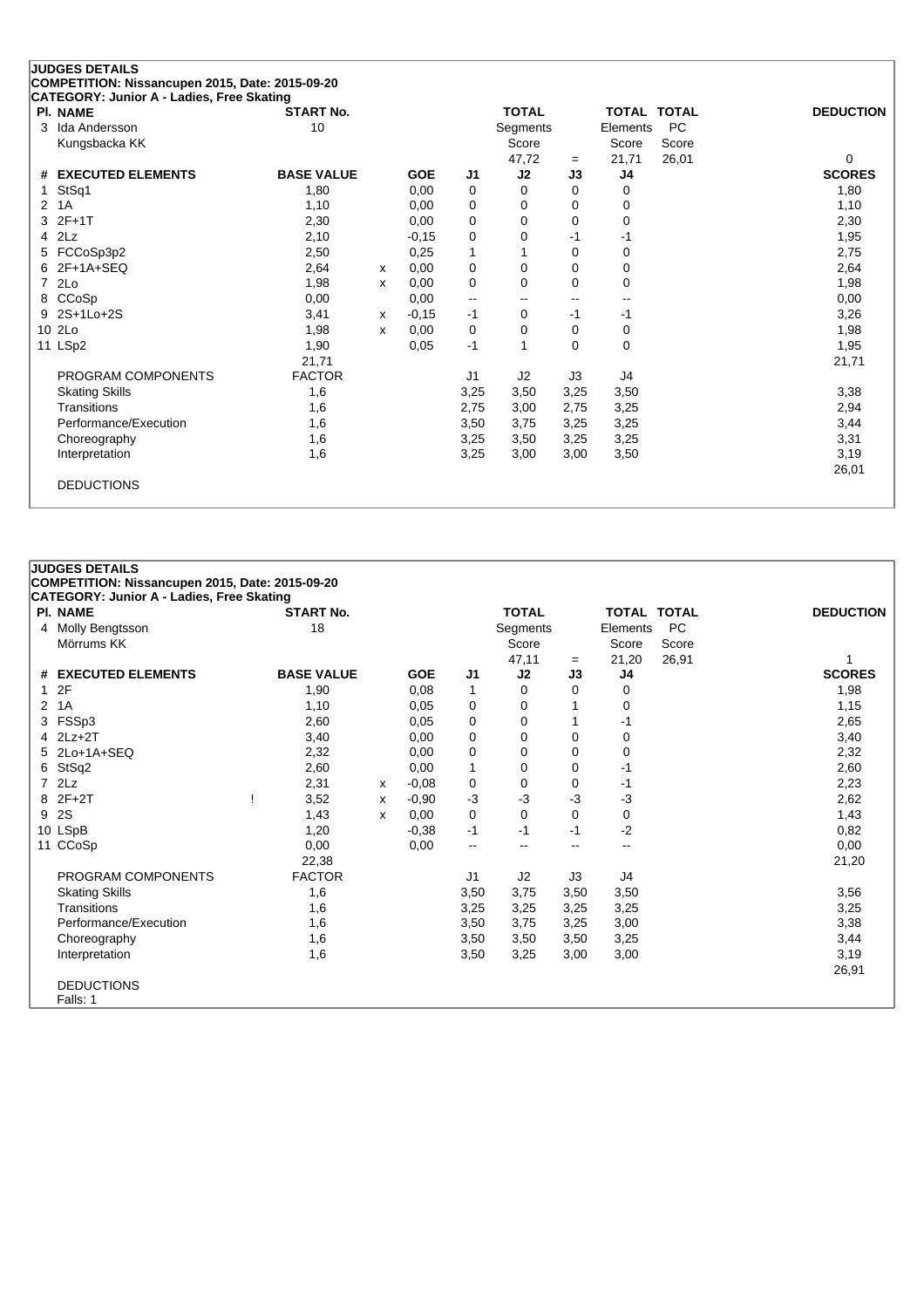## JUDGES DETAILS

**COMPETITION: Nissancupen 2015, Date: 2015-09-20**

**CATEGORY: Junior A - Ladies, Free Skating**

| Pl. | NAME | START No. | TOTAL Segments Score | = | TOTAL Elements Score | TOTAL PC Score | DEDUCTION |
|---|---|---|---|---|---|---|---|
| 3 | Ida Andersson, Kungsbacka KK | 10 | 47,72 | = | 21,71 | 26,01 | 0 |

| # | EXECUTED ELEMENTS | | BASE VALUE | | GOE | J1 | J2 | J3 | J4 | SCORES |
|---|---|---|---|---|---|---|---|---|---|---|
| 1 | StSq1 | | 1,80 | | 0,00 | 0 | 0 | 0 | 0 | 1,80 |
| 2 | 1A | | 1,10 | | 0,00 | 0 | 0 | 0 | 0 | 1,10 |
| 3 | 2F+1T | | 2,30 | | 0,00 | 0 | 0 | 0 | 0 | 2,30 |
| 4 | 2Lz | | 2,10 | | -0,15 | 0 | 0 | -1 | -1 | 1,95 |
| 5 | FCCoSp3p2 | | 2,50 | | 0,25 | 1 | 1 | 0 | 0 | 2,75 |
| 6 | 2F+1A+SEQ | | 2,64 | x | 0,00 | 0 | 0 | 0 | 0 | 2,64 |
| 7 | 2Lo | | 1,98 | x | 0,00 | 0 | 0 | 0 | 0 | 1,98 |
| 8 | CCoSp | | 0,00 | | 0,00 | -- | -- | -- | -- | 0,00 |
| 9 | 2S+1Lo+2S | | 3,41 | x | -0,15 | -1 | 0 | -1 | -1 | 3,26 |
| 10 | 2Lo | | 1,98 | x | 0,00 | 0 | 0 | 0 | 0 | 1,98 |
| 11 | LSp2 | | 1,90 | | 0,05 | -1 | 1 | 0 | 0 | 1,95 |
| | | | 21,71 | | | | | | | 21,71 |
| | PROGRAM COMPONENTS | | FACTOR | | | J1 | J2 | J3 | J4 | |
| | Skating Skills | | 1,6 | | | 3,25 | 3,50 | 3,25 | 3,50 | 3,38 |
| | Transitions | | 1,6 | | | 2,75 | 3,00 | 2,75 | 3,25 | 2,94 |
| | Performance/Execution | | 1,6 | | | 3,50 | 3,75 | 3,25 | 3,25 | 3,44 |
| | Choreography | | 1,6 | | | 3,25 | 3,50 | 3,25 | 3,25 | 3,31 |
| | Interpretation | | 1,6 | | | 3,25 | 3,00 | 3,00 | 3,50 | 3,19 |
| | | | | | | | | | | 26,01 |
| | DEDUCTIONS | | | | | | | | | |

## JUDGES DETAILS

**COMPETITION: Nissancupen 2015, Date: 2015-09-20**

**CATEGORY: Junior A - Ladies, Free Skating**

| Pl. | NAME | START No. | TOTAL Segments Score | = | TOTAL Elements Score | TOTAL PC Score | DEDUCTION |
|---|---|---|---|---|---|---|---|
| 4 | Molly Bengtsson, Mörrums KK | 18 | 47,11 | = | 21,20 | 26,91 | 1 |

| # | EXECUTED ELEMENTS | | BASE VALUE | | GOE | J1 | J2 | J3 | J4 | SCORES |
|---|---|---|---|---|---|---|---|---|---|---|
| 1 | 2F | | 1,90 | | 0,08 | 1 | 0 | 0 | 0 | 1,98 |
| 2 | 1A | | 1,10 | | 0,05 | 0 | 0 | 1 | 0 | 1,15 |
| 3 | FSSp3 | | 2,60 | | 0,05 | 0 | 0 | 1 | -1 | 2,65 |
| 4 | 2Lz+2T | | 3,40 | | 0,00 | 0 | 0 | 0 | 0 | 3,40 |
| 5 | 2Lo+1A+SEQ | | 2,32 | | 0,00 | 0 | 0 | 0 | 0 | 2,32 |
| 6 | StSq2 | | 2,60 | | 0,00 | 1 | 0 | 0 | -1 | 2,60 |
| 7 | 2Lz | | 2,31 | x | -0,08 | 0 | 0 | 0 | -1 | 2,23 |
| 8 | 2F+2T | ! | 3,52 | x | -0,90 | -3 | -3 | -3 | -3 | 2,62 |
| 9 | 2S | | 1,43 | x | 0,00 | 0 | 0 | 0 | 0 | 1,43 |
| 10 | LSpB | | 1,20 | | -0,38 | -1 | -1 | -1 | -2 | 0,82 |
| 11 | CCoSp | | 0,00 | | 0,00 | -- | -- | -- | -- | 0,00 |
| | | | 22,38 | | | | | | | 21,20 |
| | PROGRAM COMPONENTS | | FACTOR | | | J1 | J2 | J3 | J4 | |
| | Skating Skills | | 1,6 | | | 3,50 | 3,75 | 3,50 | 3,50 | 3,56 |
| | Transitions | | 1,6 | | | 3,25 | 3,25 | 3,25 | 3,25 | 3,25 |
| | Performance/Execution | | 1,6 | | | 3,50 | 3,75 | 3,25 | 3,00 | 3,38 |
| | Choreography | | 1,6 | | | 3,50 | 3,50 | 3,50 | 3,25 | 3,44 |
| | Interpretation | | 1,6 | | | 3,50 | 3,25 | 3,00 | 3,00 | 3,19 |
| | | | | | | | | | | 26,91 |
| | DEDUCTIONS | | | | | | | | | |
| | Falls: 1 | | | | | | | | | |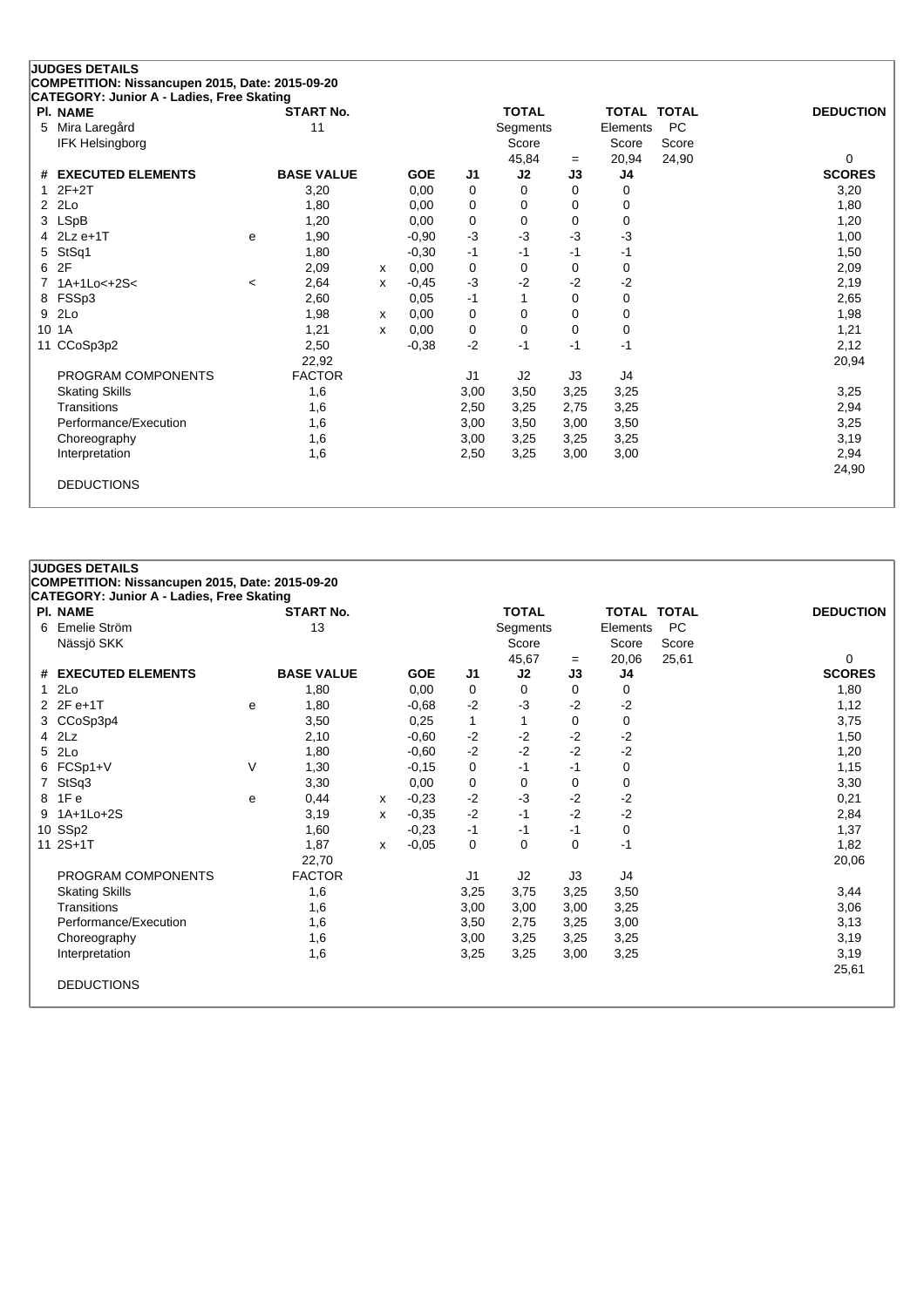## JUDGES DETAILS

**COMPETITION: Nissancupen 2015, Date: 2015-09-20**

**CATEGORY: Junior A - Ladies, Free Skating**

| Pl. | NAME | START No. | TOTAL Segments Score | = | TOTAL Elements Score | TOTAL PC Score | DEDUCTION |
|---|---|---|---|---|---|---|---|
| 5 | Mira Laregård, IFK Helsingborg | 11 | 45,84 | = | 20,94 | 24,90 | 0 |

| # | EXECUTED ELEMENTS | | BASE VALUE | | GOE | J1 | J2 | J3 | J4 | SCORES |
|---|---|---|---|---|---|---|---|---|---|---|
| 1 | 2F+2T | | 3,20 | | 0,00 | 0 | 0 | 0 | 0 | 3,20 |
| 2 | 2Lo | | 1,80 | | 0,00 | 0 | 0 | 0 | 0 | 1,80 |
| 3 | LSpB | | 1,20 | | 0,00 | 0 | 0 | 0 | 0 | 1,20 |
| 4 | 2Lz e+1T | e | 1,90 | | -0,90 | -3 | -3 | -3 | -3 | 1,00 |
| 5 | StSq1 | | 1,80 | | -0,30 | -1 | -1 | -1 | -1 | 1,50 |
| 6 | 2F | | 2,09 | x | 0,00 | 0 | 0 | 0 | 0 | 2,09 |
| 7 | 1A+1Lo<+2S< | < | 2,64 | x | -0,45 | -3 | -2 | -2 | -2 | 2,19 |
| 8 | FSSp3 | | 2,60 | | 0,05 | -1 | 1 | 0 | 0 | 2,65 |
| 9 | 2Lo | | 1,98 | x | 0,00 | 0 | 0 | 0 | 0 | 1,98 |
| 10 | 1A | | 1,21 | x | 0,00 | 0 | 0 | 0 | 0 | 1,21 |
| 11 | CCoSp3p2 | | 2,50 | | -0,38 | -2 | -1 | -1 | -1 | 2,12 |
| | | | 22,92 | | | | | | | 20,94 |
| | PROGRAM COMPONENTS | | FACTOR | | | J1 | J2 | J3 | J4 | |
| | Skating Skills | | 1,6 | | | 3,00 | 3,50 | 3,25 | 3,25 | 3,25 |
| | Transitions | | 1,6 | | | 2,50 | 3,25 | 2,75 | 3,25 | 2,94 |
| | Performance/Execution | | 1,6 | | | 3,00 | 3,50 | 3,00 | 3,50 | 3,25 |
| | Choreography | | 1,6 | | | 3,00 | 3,25 | 3,25 | 3,25 | 3,19 |
| | Interpretation | | 1,6 | | | 2,50 | 3,25 | 3,00 | 3,00 | 2,94 |
| | | | | | | | | | | 24,90 |
| | DEDUCTIONS | | | | | | | | | |

## JUDGES DETAILS

**COMPETITION: Nissancupen 2015, Date: 2015-09-20**

**CATEGORY: Junior A - Ladies, Free Skating**

| Pl. | NAME | START No. | TOTAL Segments Score | = | TOTAL Elements Score | TOTAL PC Score | DEDUCTION |
|---|---|---|---|---|---|---|---|
| 6 | Emelie Ström, Nässjö SKK | 13 | 45,67 | = | 20,06 | 25,61 | 0 |

| # | EXECUTED ELEMENTS | | BASE VALUE | | GOE | J1 | J2 | J3 | J4 | SCORES |
|---|---|---|---|---|---|---|---|---|---|---|
| 1 | 2Lo | | 1,80 | | 0,00 | 0 | 0 | 0 | 0 | 1,80 |
| 2 | 2F e+1T | e | 1,80 | | -0,68 | -2 | -3 | -2 | -2 | 1,12 |
| 3 | CCoSp3p4 | | 3,50 | | 0,25 | 1 | 1 | 0 | 0 | 3,75 |
| 4 | 2Lz | | 2,10 | | -0,60 | -2 | -2 | -2 | -2 | 1,50 |
| 5 | 2Lo | | 1,80 | | -0,60 | -2 | -2 | -2 | -2 | 1,20 |
| 6 | FCSp1+V | V | 1,30 | | -0,15 | 0 | -1 | -1 | 0 | 1,15 |
| 7 | StSq3 | | 3,30 | | 0,00 | 0 | 0 | 0 | 0 | 3,30 |
| 8 | 1F e | e | 0,44 | x | -0,23 | -2 | -3 | -2 | -2 | 0,21 |
| 9 | 1A+1Lo+2S | | 3,19 | x | -0,35 | -2 | -1 | -2 | -2 | 2,84 |
| 10 | SSp2 | | 1,60 | | -0,23 | -1 | -1 | -1 | 0 | 1,37 |
| 11 | 2S+1T | | 1,87 | x | -0,05 | 0 | 0 | 0 | -1 | 1,82 |
| | | | 22,70 | | | | | | | 20,06 |
| | PROGRAM COMPONENTS | | FACTOR | | | J1 | J2 | J3 | J4 | |
| | Skating Skills | | 1,6 | | | 3,25 | 3,75 | 3,25 | 3,50 | 3,44 |
| | Transitions | | 1,6 | | | 3,00 | 3,00 | 3,00 | 3,25 | 3,06 |
| | Performance/Execution | | 1,6 | | | 3,50 | 2,75 | 3,25 | 3,00 | 3,13 |
| | Choreography | | 1,6 | | | 3,00 | 3,25 | 3,25 | 3,25 | 3,19 |
| | Interpretation | | 1,6 | | | 3,25 | 3,25 | 3,00 | 3,25 | 3,19 |
| | | | | | | | | | | 25,61 |
| | DEDUCTIONS | | | | | | | | | |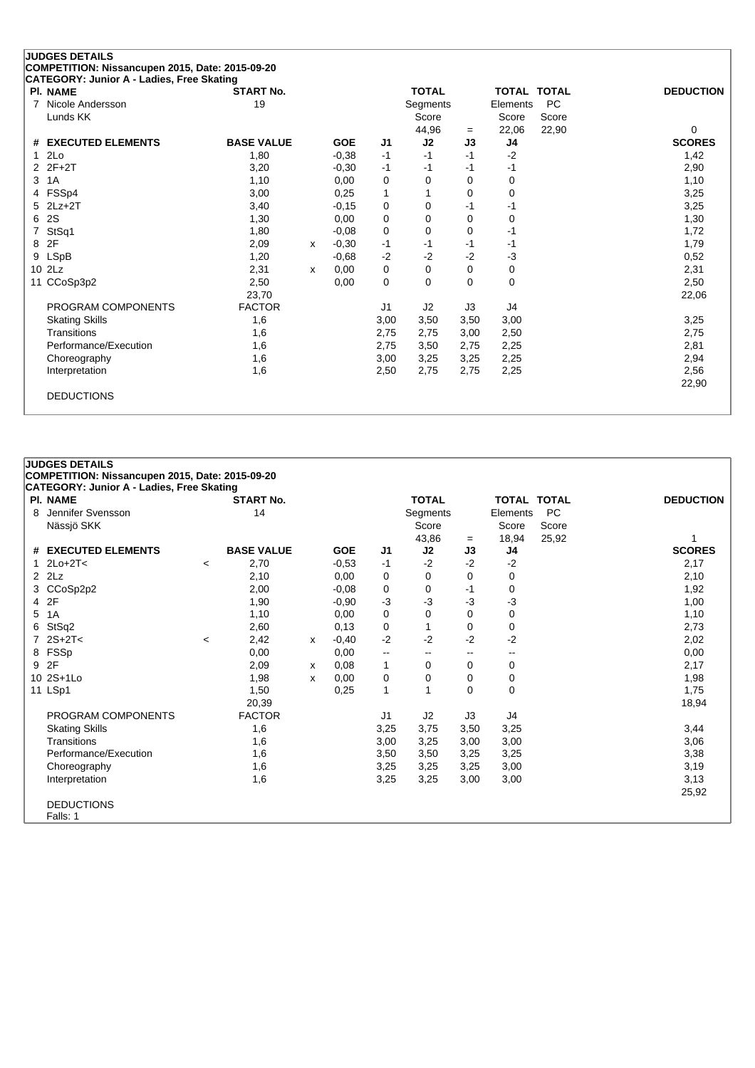## JUDGES DETAILS

**COMPETITION: Nissancupen 2015, Date: 2015-09-20**

**CATEGORY: Junior A - Ladies, Free Skating**

| Pl. | NAME | START No. | TOTAL Segments Score | = | TOTAL Elements Score | TOTAL PC Score | DEDUCTION |
|---|---|---|---|---|---|---|---|
| 7 | Nicole Andersson<br>Lunds KK | 19 | 44,96 | = | 22,06 | 22,90 | 0 |

| # | EXECUTED ELEMENTS | | BASE VALUE | | GOE | J1 | J2 | J3 | J4 | SCORES |
|---|---|---|---|---|---|---|---|---|---|---|
| 1 | 2Lo | | 1,80 | | -0,38 | -1 | -1 | -1 | -2 | 1,42 |
| 2 | 2F+2T | | 3,20 | | -0,30 | -1 | -1 | -1 | -1 | 2,90 |
| 3 | 1A | | 1,10 | | 0,00 | 0 | 0 | 0 | 0 | 1,10 |
| 4 | FSSp4 | | 3,00 | | 0,25 | 1 | 1 | 0 | 0 | 3,25 |
| 5 | 2Lz+2T | | 3,40 | | -0,15 | 0 | 0 | -1 | -1 | 3,25 |
| 6 | 2S | | 1,30 | | 0,00 | 0 | 0 | 0 | 0 | 1,30 |
| 7 | StSq1 | | 1,80 | | -0,08 | 0 | 0 | 0 | -1 | 1,72 |
| 8 | 2F | | 2,09 | x | -0,30 | -1 | -1 | -1 | -1 | 1,79 |
| 9 | LSpB | | 1,20 | | -0,68 | -2 | -2 | -2 | -3 | 0,52 |
| 10 | 2Lz | | 2,31 | x | 0,00 | 0 | 0 | 0 | 0 | 2,31 |
| 11 | CCoSp3p2 | | 2,50 | | 0,00 | 0 | 0 | 0 | 0 | 2,50 |
| | | | 23,70 | | | | | | | 22,06 |

| PROGRAM COMPONENTS | FACTOR | J1 | J2 | J3 | J4 | |
|---|---|---|---|---|---|---|
| Skating Skills | 1,6 | 3,00 | 3,50 | 3,50 | 3,00 | 3,25 |
| Transitions | 1,6 | 2,75 | 2,75 | 3,00 | 2,50 | 2,75 |
| Performance/Execution | 1,6 | 2,75 | 3,50 | 2,75 | 2,25 | 2,81 |
| Choreography | 1,6 | 3,00 | 3,25 | 3,25 | 2,25 | 2,94 |
| Interpretation | 1,6 | 2,50 | 2,75 | 2,75 | 2,25 | 2,56 |
| | | | | | | 22,90 |

DEDUCTIONS

## JUDGES DETAILS

**COMPETITION: Nissancupen 2015, Date: 2015-09-20**

**CATEGORY: Junior A - Ladies, Free Skating**

| Pl. | NAME | START No. | TOTAL Segments Score | = | TOTAL Elements Score | TOTAL PC Score | DEDUCTION |
|---|---|---|---|---|---|---|---|
| 8 | Jennifer Svensson<br>Nässjö SKK | 14 | 43,86 | = | 18,94 | 25,92 | 1 |

| # | EXECUTED ELEMENTS | | BASE VALUE | | GOE | J1 | J2 | J3 | J4 | SCORES |
|---|---|---|---|---|---|---|---|---|---|---|
| 1 | 2Lo+2T< | < | 2,70 | | -0,53 | -1 | -2 | -2 | -2 | 2,17 |
| 2 | 2Lz | | 2,10 | | 0,00 | 0 | 0 | 0 | 0 | 2,10 |
| 3 | CCoSp2p2 | | 2,00 | | -0,08 | 0 | 0 | -1 | 0 | 1,92 |
| 4 | 2F | | 1,90 | | -0,90 | -3 | -3 | -3 | -3 | 1,00 |
| 5 | 1A | | 1,10 | | 0,00 | 0 | 0 | 0 | 0 | 1,10 |
| 6 | StSq2 | | 2,60 | | 0,13 | 0 | 1 | 0 | 0 | 2,73 |
| 7 | 2S+2T< | < | 2,42 | x | -0,40 | -2 | -2 | -2 | -2 | 2,02 |
| 8 | FSSp | | 0,00 | | 0,00 | -- | -- | -- | -- | 0,00 |
| 9 | 2F | | 2,09 | x | 0,08 | 1 | 0 | 0 | 0 | 2,17 |
| 10 | 2S+1Lo | | 1,98 | x | 0,00 | 0 | 0 | 0 | 0 | 1,98 |
| 11 | LSp1 | | 1,50 | | 0,25 | 1 | 1 | 0 | 0 | 1,75 |
| | | | 20,39 | | | | | | | 18,94 |

| PROGRAM COMPONENTS | FACTOR | J1 | J2 | J3 | J4 | |
|---|---|---|---|---|---|---|
| Skating Skills | 1,6 | 3,25 | 3,75 | 3,50 | 3,25 | 3,44 |
| Transitions | 1,6 | 3,00 | 3,25 | 3,00 | 3,00 | 3,06 |
| Performance/Execution | 1,6 | 3,50 | 3,50 | 3,25 | 3,25 | 3,38 |
| Choreography | 1,6 | 3,25 | 3,25 | 3,25 | 3,00 | 3,19 |
| Interpretation | 1,6 | 3,25 | 3,25 | 3,00 | 3,00 | 3,13 |
| | | | | | | 25,92 |

DEDUCTIONS

Falls: 1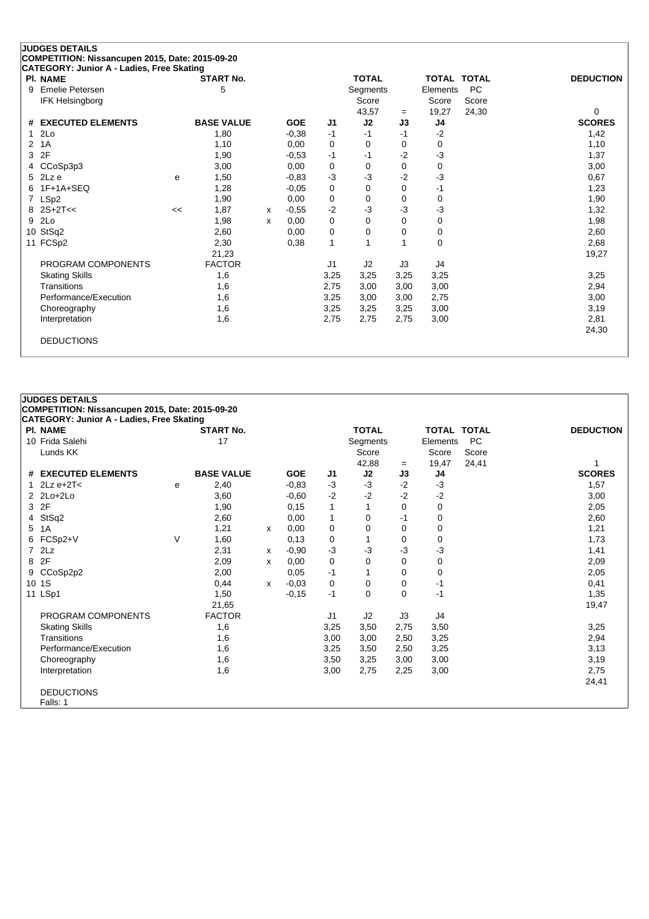**JUDGES DETAILS**
**COMPETITION: Nissancupen 2015, Date: 2015-09-20**
**CATEGORY: Junior A - Ladies, Free Skating**

| Pl. | NAME | START No. | TOTAL Segments Score | = | TOTAL Elements Score | TOTAL PC Score | DEDUCTION |
|---|---|---|---|---|---|---|---|
| 9 | Emelie Petersen<br>IFK Helsingborg | 5 | 43,57 | = | 19,27 | 24,30 | 0 |

| # | EXECUTED ELEMENTS | | BASE VALUE | | GOE | J1 | J2 | J3 | J4 | SCORES |
|---|---|---|---|---|---|---|---|---|---|---|
| 1 | 2Lo | | 1,80 | | -0,38 | -1 | -1 | -1 | -2 | 1,42 |
| 2 | 1A | | 1,10 | | 0,00 | 0 | 0 | 0 | 0 | 1,10 |
| 3 | 2F | | 1,90 | | -0,53 | -1 | -1 | -2 | -3 | 1,37 |
| 4 | CCoSp3p3 | | 3,00 | | 0,00 | 0 | 0 | 0 | 0 | 3,00 |
| 5 | 2Lz e | e | 1,50 | | -0,83 | -3 | -3 | -2 | -3 | 0,67 |
| 6 | 1F+1A+SEQ | | 1,28 | | -0,05 | 0 | 0 | 0 | -1 | 1,23 |
| 7 | LSp2 | | 1,90 | | 0,00 | 0 | 0 | 0 | 0 | 1,90 |
| 8 | 2S+2T<< | << | 1,87 | x | -0,55 | -2 | -3 | -3 | -3 | 1,32 |
| 9 | 2Lo | | 1,98 | x | 0,00 | 0 | 0 | 0 | 0 | 1,98 |
| 10 | StSq2 | | 2,60 | | 0,00 | 0 | 0 | 0 | 0 | 2,60 |
| 11 | FCSp2 | | 2,30 | | 0,38 | 1 | 1 | 1 | 0 | 2,68 |
| | | | 21,23 | | | | | | | 19,27 |
| | PROGRAM COMPONENTS | | FACTOR | | | J1 | J2 | J3 | J4 | |
| | Skating Skills | | 1,6 | | | 3,25 | 3,25 | 3,25 | 3,25 | 3,25 |
| | Transitions | | 1,6 | | | 2,75 | 3,00 | 3,00 | 3,00 | 2,94 |
| | Performance/Execution | | 1,6 | | | 3,25 | 3,00 | 3,00 | 2,75 | 3,00 |
| | Choreography | | 1,6 | | | 3,25 | 3,25 | 3,25 | 3,00 | 3,19 |
| | Interpretation | | 1,6 | | | 2,75 | 2,75 | 2,75 | 3,00 | 2,81 |
| | | | | | | | | | | 24,30 |
| | DEDUCTIONS | | | | | | | | | |

**JUDGES DETAILS**
**COMPETITION: Nissancupen 2015, Date: 2015-09-20**
**CATEGORY: Junior A - Ladies, Free Skating**

| Pl. | NAME | START No. | TOTAL Segments Score | = | TOTAL Elements Score | TOTAL PC Score | DEDUCTION |
|---|---|---|---|---|---|---|---|
| 10 | Frida Salehi<br>Lunds KK | 17 | 42,88 | = | 19,47 | 24,41 | 1 |

| # | EXECUTED ELEMENTS | | BASE VALUE | | GOE | J1 | J2 | J3 | J4 | SCORES |
|---|---|---|---|---|---|---|---|---|---|---|
| 1 | 2Lz e+2T< | e | 2,40 | | -0,83 | -3 | -3 | -2 | -3 | 1,57 |
| 2 | 2Lo+2Lo | | 3,60 | | -0,60 | -2 | -2 | -2 | -2 | 3,00 |
| 3 | 2F | | 1,90 | | 0,15 | 1 | 1 | 0 | 0 | 2,05 |
| 4 | StSq2 | | 2,60 | | 0,00 | 1 | 0 | -1 | 0 | 2,60 |
| 5 | 1A | | 1,21 | x | 0,00 | 0 | 0 | 0 | 0 | 1,21 |
| 6 | FCSp2+V | V | 1,60 | | 0,13 | 0 | 1 | 0 | 0 | 1,73 |
| 7 | 2Lz | | 2,31 | x | -0,90 | -3 | -3 | -3 | -3 | 1,41 |
| 8 | 2F | | 2,09 | x | 0,00 | 0 | 0 | 0 | 0 | 2,09 |
| 9 | CCoSp2p2 | | 2,00 | | 0,05 | -1 | 1 | 0 | 0 | 2,05 |
| 10 | 1S | | 0,44 | x | -0,03 | 0 | 0 | 0 | -1 | 0,41 |
| 11 | LSp1 | | 1,50 | | -0,15 | -1 | 0 | 0 | -1 | 1,35 |
| | | | 21,65 | | | | | | | 19,47 |
| | PROGRAM COMPONENTS | | FACTOR | | | J1 | J2 | J3 | J4 | |
| | Skating Skills | | 1,6 | | | 3,25 | 3,50 | 2,75 | 3,50 | 3,25 |
| | Transitions | | 1,6 | | | 3,00 | 3,00 | 2,50 | 3,25 | 2,94 |
| | Performance/Execution | | 1,6 | | | 3,25 | 3,50 | 2,50 | 3,25 | 3,13 |
| | Choreography | | 1,6 | | | 3,50 | 3,25 | 3,00 | 3,00 | 3,19 |
| | Interpretation | | 1,6 | | | 3,00 | 2,75 | 2,25 | 3,00 | 2,75 |
| | | | | | | | | | | 24,41 |
| | DEDUCTIONS | | | | | | | | | |
| | Falls: 1 | | | | | | | | | |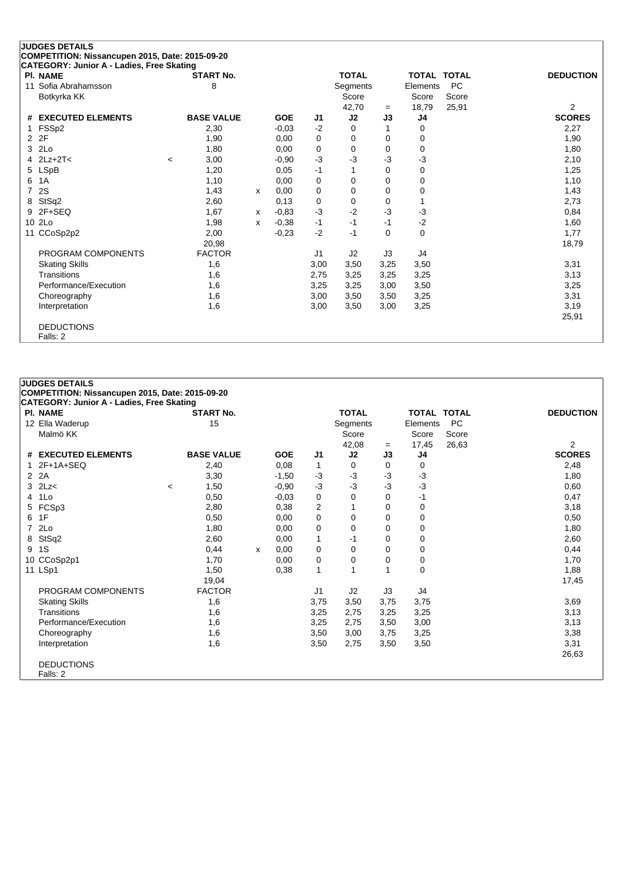**JUDGES DETAILS**
**COMPETITION: Nissancupen 2015, Date: 2015-09-20**
**CATEGORY: Junior A - Ladies, Free Skating**

| Pl. NAME | START No. | TOTAL Segments Score | = | TOTAL Elements Score | TOTAL PC Score | DEDUCTION |
|---|---|---|---|---|---|---|
| 11 Sofia Abrahamsson, Botkyrka KK | 8 | 42,70 | = | 18,79 | 25,91 | 2 |

| # | EXECUTED ELEMENTS | | BASE VALUE | | GOE | J1 | J2 | J3 | J4 | SCORES |
|---|---|---|---|---|---|---|---|---|---|---|
| 1 | FSSp2 | | 2,30 | | -0,03 | -2 | 0 | 1 | 0 | 2,27 |
| 2 | 2F | | 1,90 | | 0,00 | 0 | 0 | 0 | 0 | 1,90 |
| 3 | 2Lo | | 1,80 | | 0,00 | 0 | 0 | 0 | 0 | 1,80 |
| 4 | 2Lz+2T< | < | 3,00 | | -0,90 | -3 | -3 | -3 | -3 | 2,10 |
| 5 | LSpB | | 1,20 | | 0,05 | -1 | 1 | 0 | 0 | 1,25 |
| 6 | 1A | | 1,10 | | 0,00 | 0 | 0 | 0 | 0 | 1,10 |
| 7 | 2S | | 1,43 | x | 0,00 | 0 | 0 | 0 | 0 | 1,43 |
| 8 | StSq2 | | 2,60 | | 0,13 | 0 | 0 | 0 | 1 | 2,73 |
| 9 | 2F+SEQ | | 1,67 | x | -0,83 | -3 | -2 | -3 | -3 | 0,84 |
| 10 | 2Lo | | 1,98 | x | -0,38 | -1 | -1 | -1 | -2 | 1,60 |
| 11 | CCoSp2p2 | | 2,00 | | -0,23 | -2 | -1 | 0 | 0 | 1,77 |
| | | | 20,98 | | | | | | | 18,79 |

| PROGRAM COMPONENTS | FACTOR | J1 | J2 | J3 | J4 | |
|---|---|---|---|---|---|---|
| Skating Skills | 1,6 | 3,00 | 3,50 | 3,25 | 3,50 | 3,31 |
| Transitions | 1,6 | 2,75 | 3,25 | 3,25 | 3,25 | 3,13 |
| Performance/Execution | 1,6 | 3,25 | 3,25 | 3,00 | 3,50 | 3,25 |
| Choreography | 1,6 | 3,00 | 3,50 | 3,50 | 3,25 | 3,31 |
| Interpretation | 1,6 | 3,00 | 3,50 | 3,00 | 3,25 | 3,19 |
| | | | | | | 25,91 |

DEDUCTIONS
Falls: 2

**JUDGES DETAILS**
**COMPETITION: Nissancupen 2015, Date: 2015-09-20**
**CATEGORY: Junior A - Ladies, Free Skating**

| Pl. NAME | START No. | TOTAL Segments Score | = | TOTAL Elements Score | TOTAL PC Score | DEDUCTION |
|---|---|---|---|---|---|---|
| 12 Ella Waderup, Malmö KK | 15 | 42,08 | = | 17,45 | 26,63 | 2 |

| # | EXECUTED ELEMENTS | | BASE VALUE | | GOE | J1 | J2 | J3 | J4 | SCORES |
|---|---|---|---|---|---|---|---|---|---|---|
| 1 | 2F+1A+SEQ | | 2,40 | | 0,08 | 1 | 0 | 0 | 0 | 2,48 |
| 2 | 2A | | 3,30 | | -1,50 | -3 | -3 | -3 | -3 | 1,80 |
| 3 | 2Lz< | < | 1,50 | | -0,90 | -3 | -3 | -3 | -3 | 0,60 |
| 4 | 1Lo | | 0,50 | | -0,03 | 0 | 0 | 0 | -1 | 0,47 |
| 5 | FCSp3 | | 2,80 | | 0,38 | 2 | 1 | 0 | 0 | 3,18 |
| 6 | 1F | | 0,50 | | 0,00 | 0 | 0 | 0 | 0 | 0,50 |
| 7 | 2Lo | | 1,80 | | 0,00 | 0 | 0 | 0 | 0 | 1,80 |
| 8 | StSq2 | | 2,60 | | 0,00 | 1 | -1 | 0 | 0 | 2,60 |
| 9 | 1S | | 0,44 | x | 0,00 | 0 | 0 | 0 | 0 | 0,44 |
| 10 | CCoSp2p1 | | 1,70 | | 0,00 | 0 | 0 | 0 | 0 | 1,70 |
| 11 | LSp1 | | 1,50 | | 0,38 | 1 | 1 | 1 | 0 | 1,88 |
| | | | 19,04 | | | | | | | 17,45 |

| PROGRAM COMPONENTS | FACTOR | J1 | J2 | J3 | J4 | |
|---|---|---|---|---|---|---|
| Skating Skills | 1,6 | 3,75 | 3,50 | 3,75 | 3,75 | 3,69 |
| Transitions | 1,6 | 3,25 | 2,75 | 3,25 | 3,25 | 3,13 |
| Performance/Execution | 1,6 | 3,25 | 2,75 | 3,50 | 3,00 | 3,13 |
| Choreography | 1,6 | 3,50 | 3,00 | 3,75 | 3,25 | 3,38 |
| Interpretation | 1,6 | 3,50 | 2,75 | 3,50 | 3,50 | 3,31 |
| | | | | | | 26,63 |

DEDUCTIONS
Falls: 2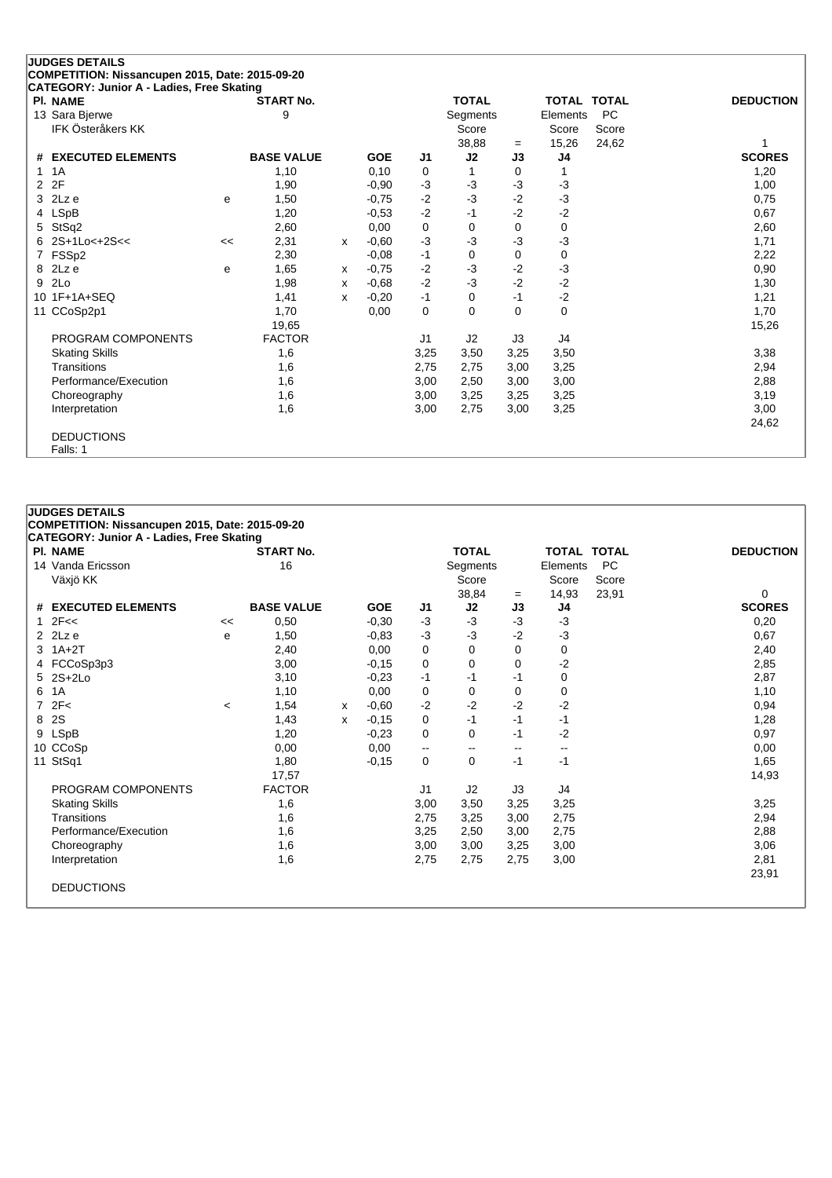**JUDGES DETAILS**
**COMPETITION: Nissancupen 2015, Date: 2015-09-20**
**CATEGORY: Junior A - Ladies, Free Skating**

| Pl. NAME | START No. | TOTAL Segments Score | = | TOTAL Elements Score | TOTAL PC Score | DEDUCTION |
|---|---|---|---|---|---|---|
| 13 Sara Bjerwe, IFK Österåkers KK | 9 | 38,88 | = | 15,26 | 24,62 | 1 |

| # | EXECUTED ELEMENTS | | BASE VALUE | | GOE | J1 | J2 | J3 | J4 | SCORES |
|---|---|---|---|---|---|---|---|---|---|---|
| 1 | 1A | | 1,10 | | 0,10 | 0 | 1 | 0 | 1 | 1,20 |
| 2 | 2F | | 1,90 | | -0,90 | -3 | -3 | -3 | -3 | 1,00 |
| 3 | 2Lz e | e | 1,50 | | -0,75 | -2 | -3 | -2 | -3 | 0,75 |
| 4 | LSpB | | 1,20 | | -0,53 | -2 | -1 | -2 | -2 | 0,67 |
| 5 | StSq2 | | 2,60 | | 0,00 | 0 | 0 | 0 | 0 | 2,60 |
| 6 | 2S+1Lo<+2S<< | << | 2,31 | x | -0,60 | -3 | -3 | -3 | -3 | 1,71 |
| 7 | FSSp2 | | 2,30 | | -0,08 | -1 | 0 | 0 | 0 | 2,22 |
| 8 | 2Lz e | e | 1,65 | x | -0,75 | -2 | -3 | -2 | -3 | 0,90 |
| 9 | 2Lo | | 1,98 | x | -0,68 | -2 | -3 | -2 | -2 | 1,30 |
| 10 | 1F+1A+SEQ | | 1,41 | x | -0,20 | -1 | 0 | -1 | -2 | 1,21 |
| 11 | CCoSp2p1 | | 1,70 | | 0,00 | 0 | 0 | 0 | 0 | 1,70 |
| | | | 19,65 | | | | | | | 15,26 |

| PROGRAM COMPONENTS | FACTOR | J1 | J2 | J3 | J4 | |
|---|---|---|---|---|---|---|
| Skating Skills | 1,6 | 3,25 | 3,50 | 3,25 | 3,50 | 3,38 |
| Transitions | 1,6 | 2,75 | 2,75 | 3,00 | 3,25 | 2,94 |
| Performance/Execution | 1,6 | 3,00 | 2,50 | 3,00 | 3,00 | 2,88 |
| Choreography | 1,6 | 3,00 | 3,25 | 3,25 | 3,25 | 3,19 |
| Interpretation | 1,6 | 3,00 | 2,75 | 3,00 | 3,25 | 3,00 |
| | | | | | | 24,62 |

DEDUCTIONS
Falls: 1

**JUDGES DETAILS**
**COMPETITION: Nissancupen 2015, Date: 2015-09-20**
**CATEGORY: Junior A - Ladies, Free Skating**

| Pl. NAME | START No. | TOTAL Segments Score | = | TOTAL Elements Score | TOTAL PC Score | DEDUCTION |
|---|---|---|---|---|---|---|
| 14 Vanda Ericsson, Växjö KK | 16 | 38,84 | = | 14,93 | 23,91 | 0 |

| # | EXECUTED ELEMENTS | | BASE VALUE | | GOE | J1 | J2 | J3 | J4 | SCORES |
|---|---|---|---|---|---|---|---|---|---|---|
| 1 | 2F<< | << | 0,50 | | -0,30 | -3 | -3 | -3 | -3 | 0,20 |
| 2 | 2Lz e | e | 1,50 | | -0,83 | -3 | -3 | -2 | -3 | 0,67 |
| 3 | 1A+2T | | 2,40 | | 0,00 | 0 | 0 | 0 | 0 | 2,40 |
| 4 | FCCoSp3p3 | | 3,00 | | -0,15 | 0 | 0 | 0 | -2 | 2,85 |
| 5 | 2S+2Lo | | 3,10 | | -0,23 | -1 | -1 | -1 | 0 | 2,87 |
| 6 | 1A | | 1,10 | | 0,00 | 0 | 0 | 0 | 0 | 1,10 |
| 7 | 2F< | < | 1,54 | x | -0,60 | -2 | -2 | -2 | -2 | 0,94 |
| 8 | 2S | | 1,43 | x | -0,15 | 0 | -1 | -1 | -1 | 1,28 |
| 9 | LSpB | | 1,20 | | -0,23 | 0 | 0 | -1 | -2 | 0,97 |
| 10 | CCoSp | | 0,00 | | 0,00 | -- | -- | -- | -- | 0,00 |
| 11 | StSq1 | | 1,80 | | -0,15 | 0 | 0 | -1 | -1 | 1,65 |
| | | | 17,57 | | | | | | | 14,93 |

| PROGRAM COMPONENTS | FACTOR | J1 | J2 | J3 | J4 | |
|---|---|---|---|---|---|---|
| Skating Skills | 1,6 | 3,00 | 3,50 | 3,25 | 3,25 | 3,25 |
| Transitions | 1,6 | 2,75 | 3,25 | 3,00 | 2,75 | 2,94 |
| Performance/Execution | 1,6 | 3,25 | 2,50 | 3,00 | 2,75 | 2,88 |
| Choreography | 1,6 | 3,00 | 3,00 | 3,25 | 3,00 | 3,06 |
| Interpretation | 1,6 | 2,75 | 2,75 | 2,75 | 3,00 | 2,81 |
| | | | | | | 23,91 |

DEDUCTIONS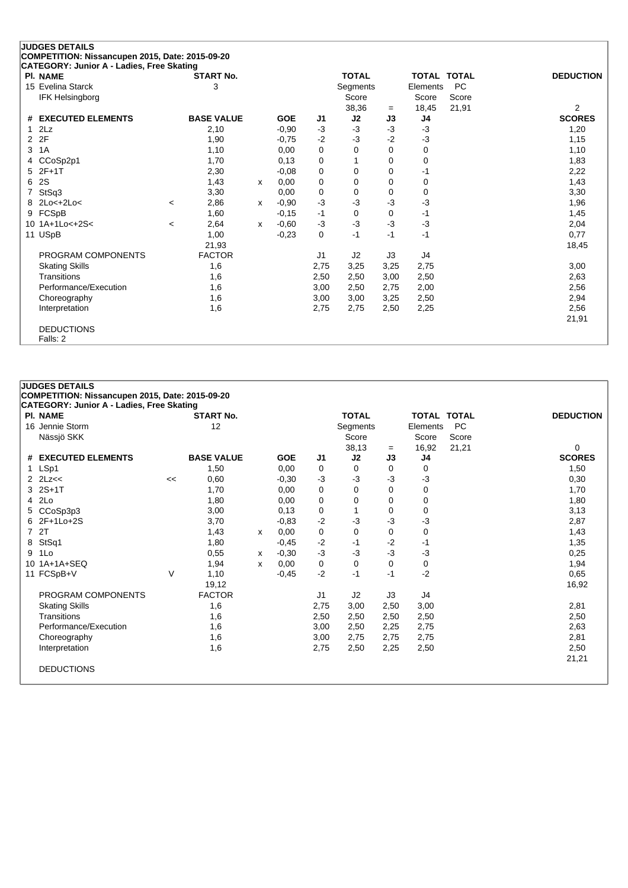## JUDGES DETAILS

**COMPETITION: Nissancupen 2015, Date: 2015-09-20**

**CATEGORY: Junior A - Ladies, Free Skating**

| Pl. | NAME | START No. | TOTAL Segments Score | = | TOTAL Elements Score | TOTAL PC Score | DEDUCTION |
|---|---|---|---|---|---|---|---|
| 15 | Evelina Starck<br>IFK Helsingborg | 3 | 38,36 | = | 18,45 | 21,91 | 2 |

| # | EXECUTED ELEMENTS | | BASE VALUE | | GOE | J1 | J2 | J3 | J4 | SCORES |
|---|---|---|---|---|---|---|---|---|---|---|
| 1 | 2Lz | | 2,10 | | -0,90 | -3 | -3 | -3 | -3 | 1,20 |
| 2 | 2F | | 1,90 | | -0,75 | -2 | -3 | -2 | -3 | 1,15 |
| 3 | 1A | | 1,10 | | 0,00 | 0 | 0 | 0 | 0 | 1,10 |
| 4 | CCoSp2p1 | | 1,70 | | 0,13 | 0 | 1 | 0 | 0 | 1,83 |
| 5 | 2F+1T | | 2,30 | | -0,08 | 0 | 0 | 0 | -1 | 2,22 |
| 6 | 2S | | 1,43 | x | 0,00 | 0 | 0 | 0 | 0 | 1,43 |
| 7 | StSq3 | | 3,30 | | 0,00 | 0 | 0 | 0 | 0 | 3,30 |
| 8 | 2Lo<+2Lo< | < | 2,86 | x | -0,90 | -3 | -3 | -3 | -3 | 1,96 |
| 9 | FCSpB | | 1,60 | | -0,15 | -1 | 0 | 0 | -1 | 1,45 |
| 10 | 1A+1Lo<+2S< | < | 2,64 | x | -0,60 | -3 | -3 | -3 | -3 | 2,04 |
| 11 | USpB | | 1,00 | | -0,23 | 0 | -1 | -1 | -1 | 0,77 |
| | | | 21,93 | | | | | | | 18,45 |
| | PROGRAM COMPONENTS | | FACTOR | | | J1 | J2 | J3 | J4 | |
| | Skating Skills | | 1,6 | | | 2,75 | 3,25 | 3,25 | 2,75 | 3,00 |
| | Transitions | | 1,6 | | | 2,50 | 2,50 | 3,00 | 2,50 | 2,63 |
| | Performance/Execution | | 1,6 | | | 3,00 | 2,50 | 2,75 | 2,00 | 2,56 |
| | Choreography | | 1,6 | | | 3,00 | 3,00 | 3,25 | 2,50 | 2,94 |
| | Interpretation | | 1,6 | | | 2,75 | 2,75 | 2,50 | 2,25 | 2,56 |
| | | | | | | | | | | 21,91 |

DEDUCTIONS

Falls: 2

## JUDGES DETAILS

**COMPETITION: Nissancupen 2015, Date: 2015-09-20**

**CATEGORY: Junior A - Ladies, Free Skating**

| Pl. | NAME | START No. | TOTAL Segments Score | = | TOTAL Elements Score | TOTAL PC Score | DEDUCTION |
|---|---|---|---|---|---|---|---|
| 16 | Jennie Storm<br>Nässjö SKK | 12 | 38,13 | = | 16,92 | 21,21 | 0 |

| # | EXECUTED ELEMENTS | | BASE VALUE | | GOE | J1 | J2 | J3 | J4 | SCORES |
|---|---|---|---|---|---|---|---|---|---|---|
| 1 | LSp1 | | 1,50 | | 0,00 | 0 | 0 | 0 | 0 | 1,50 |
| 2 | 2Lz<< | << | 0,60 | | -0,30 | -3 | -3 | -3 | -3 | 0,30 |
| 3 | 2S+1T | | 1,70 | | 0,00 | 0 | 0 | 0 | 0 | 1,70 |
| 4 | 2Lo | | 1,80 | | 0,00 | 0 | 0 | 0 | 0 | 1,80 |
| 5 | CCoSp3p3 | | 3,00 | | 0,13 | 0 | 1 | 0 | 0 | 3,13 |
| 6 | 2F+1Lo+2S | | 3,70 | | -0,83 | -2 | -3 | -3 | -3 | 2,87 |
| 7 | 2T | | 1,43 | x | 0,00 | 0 | 0 | 0 | 0 | 1,43 |
| 8 | StSq1 | | 1,80 | | -0,45 | -2 | -1 | -2 | -1 | 1,35 |
| 9 | 1Lo | | 0,55 | x | -0,30 | -3 | -3 | -3 | -3 | 0,25 |
| 10 | 1A+1A+SEQ | | 1,94 | x | 0,00 | 0 | 0 | 0 | 0 | 1,94 |
| 11 | FCSpB+V | V | 1,10 | | -0,45 | -2 | -1 | -1 | -2 | 0,65 |
| | | | 19,12 | | | | | | | 16,92 |
| | PROGRAM COMPONENTS | | FACTOR | | | J1 | J2 | J3 | J4 | |
| | Skating Skills | | 1,6 | | | 2,75 | 3,00 | 2,50 | 3,00 | 2,81 |
| | Transitions | | 1,6 | | | 2,50 | 2,50 | 2,50 | 2,50 | 2,50 |
| | Performance/Execution | | 1,6 | | | 3,00 | 2,50 | 2,25 | 2,75 | 2,63 |
| | Choreography | | 1,6 | | | 3,00 | 2,75 | 2,75 | 2,75 | 2,81 |
| | Interpretation | | 1,6 | | | 2,75 | 2,50 | 2,25 | 2,50 | 2,50 |
| | | | | | | | | | | 21,21 |

DEDUCTIONS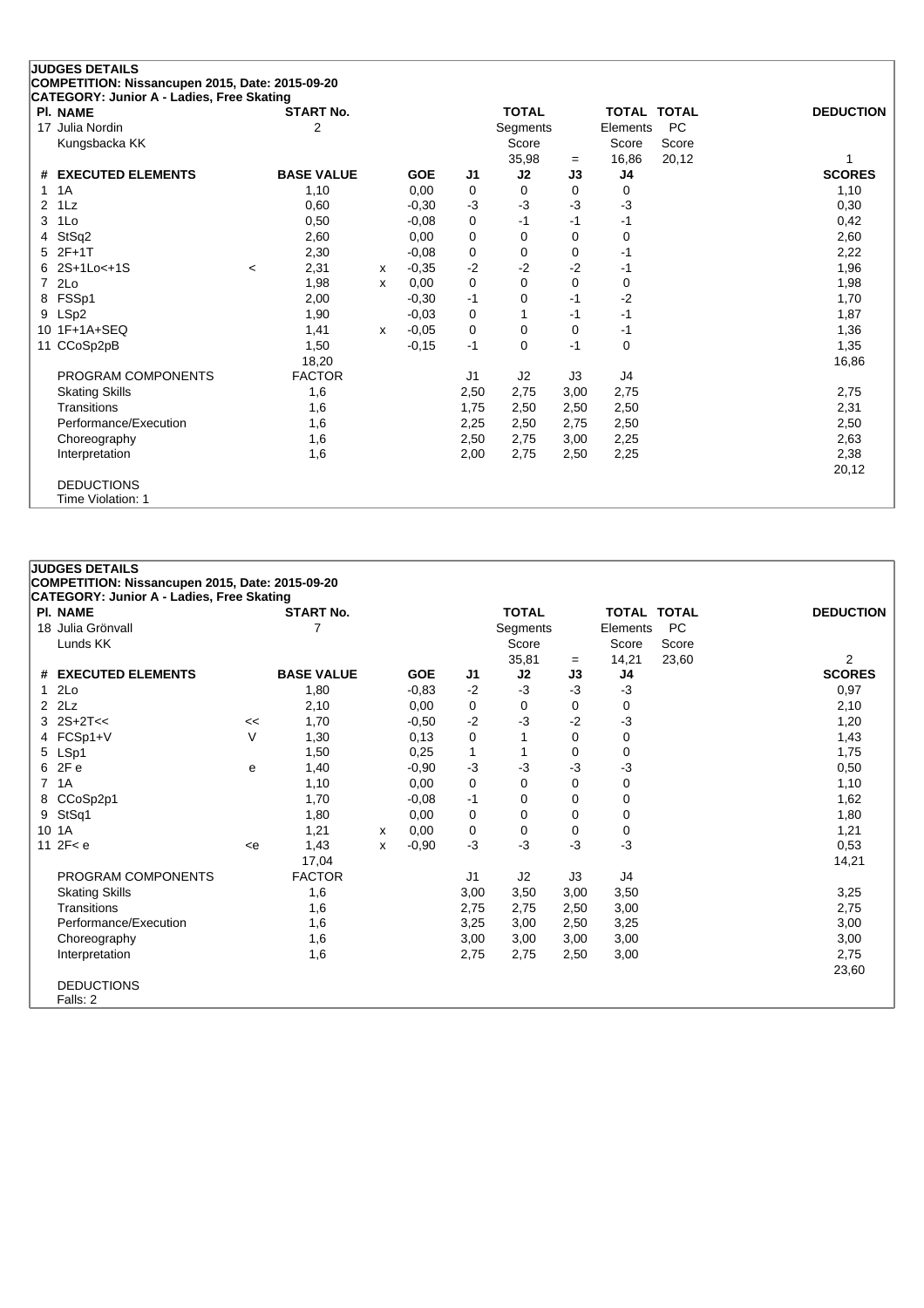## JUDGES DETAILS

**COMPETITION: Nissancupen 2015, Date: 2015-09-20**

**CATEGORY: Junior A - Ladies, Free Skating**

| Pl. NAME | START No. | TOTAL Segments Score | = | TOTAL Elements Score | TOTAL PC Score | DEDUCTION |
|---|---|---|---|---|---|---|
| 17 Julia Nordin<br>Kungsbacka KK | 2 | 35,98 | = | 16,86 | 20,12 | 1 |

| # | EXECUTED ELEMENTS | | BASE VALUE | | GOE | J1 | J2 | J3 | J4 | SCORES |
|---|---|---|---|---|---|---|---|---|---|---|
| 1 | 1A | | 1,10 | | 0,00 | 0 | 0 | 0 | 0 | 1,10 |
| 2 | 1Lz | | 0,60 | | -0,30 | -3 | -3 | -3 | -3 | 0,30 |
| 3 | 1Lo | | 0,50 | | -0,08 | 0 | -1 | -1 | -1 | 0,42 |
| 4 | StSq2 | | 2,60 | | 0,00 | 0 | 0 | 0 | 0 | 2,60 |
| 5 | 2F+1T | | 2,30 | | -0,08 | 0 | 0 | 0 | -1 | 2,22 |
| 6 | 2S+1Lo<+1S | < | 2,31 | x | -0,35 | -2 | -2 | -2 | -1 | 1,96 |
| 7 | 2Lo | | 1,98 | x | 0,00 | 0 | 0 | 0 | 0 | 1,98 |
| 8 | FSSp1 | | 2,00 | | -0,30 | -1 | 0 | -1 | -2 | 1,70 |
| 9 | LSp2 | | 1,90 | | -0,03 | 0 | 1 | -1 | -1 | 1,87 |
| 10 | 1F+1A+SEQ | | 1,41 | x | -0,05 | 0 | 0 | 0 | -1 | 1,36 |
| 11 | CCoSp2pB | | 1,50 | | -0,15 | -1 | 0 | -1 | 0 | 1,35 |
| | | | 18,20 | | | | | | | 16,86 |
| | PROGRAM COMPONENTS | | FACTOR | | | J1 | J2 | J3 | J4 | |
| | Skating Skills | | 1,6 | | | 2,50 | 2,75 | 3,00 | 2,75 | 2,75 |
| | Transitions | | 1,6 | | | 1,75 | 2,50 | 2,50 | 2,50 | 2,31 |
| | Performance/Execution | | 1,6 | | | 2,25 | 2,50 | 2,75 | 2,50 | 2,50 |
| | Choreography | | 1,6 | | | 2,50 | 2,75 | 3,00 | 2,25 | 2,63 |
| | Interpretation | | 1,6 | | | 2,00 | 2,75 | 2,50 | 2,25 | 2,38 |
| | | | | | | | | | | 20,12 |

DEDUCTIONS
Time Violation: 1

## JUDGES DETAILS

**COMPETITION: Nissancupen 2015, Date: 2015-09-20**

**CATEGORY: Junior A - Ladies, Free Skating**

| Pl. NAME | START No. | TOTAL Segments Score | = | TOTAL Elements Score | TOTAL PC Score | DEDUCTION |
|---|---|---|---|---|---|---|
| 18 Julia Grönvall<br>Lunds KK | 7 | 35,81 | = | 14,21 | 23,60 | 2 |

| # | EXECUTED ELEMENTS | | BASE VALUE | | GOE | J1 | J2 | J3 | J4 | SCORES |
|---|---|---|---|---|---|---|---|---|---|---|
| 1 | 2Lo | | 1,80 | | -0,83 | -2 | -3 | -3 | -3 | 0,97 |
| 2 | 2Lz | | 2,10 | | 0,00 | 0 | 0 | 0 | 0 | 2,10 |
| 3 | 2S+2T<< | << | 1,70 | | -0,50 | -2 | -3 | -2 | -3 | 1,20 |
| 4 | FCSp1+V | V | 1,30 | | 0,13 | 0 | 1 | 0 | 0 | 1,43 |
| 5 | LSp1 | | 1,50 | | 0,25 | 1 | 1 | 0 | 0 | 1,75 |
| 6 | 2F e | e | 1,40 | | -0,90 | -3 | -3 | -3 | -3 | 0,50 |
| 7 | 1A | | 1,10 | | 0,00 | 0 | 0 | 0 | 0 | 1,10 |
| 8 | CCoSp2p1 | | 1,70 | | -0,08 | -1 | 0 | 0 | 0 | 1,62 |
| 9 | StSq1 | | 1,80 | | 0,00 | 0 | 0 | 0 | 0 | 1,80 |
| 10 | 1A | | 1,21 | x | 0,00 | 0 | 0 | 0 | 0 | 1,21 |
| 11 | 2F< e | <e | 1,43 | x | -0,90 | -3 | -3 | -3 | -3 | 0,53 |
| | | | 17,04 | | | | | | | 14,21 |
| | PROGRAM COMPONENTS | | FACTOR | | | J1 | J2 | J3 | J4 | |
| | Skating Skills | | 1,6 | | | 3,00 | 3,50 | 3,00 | 3,50 | 3,25 |
| | Transitions | | 1,6 | | | 2,75 | 2,75 | 2,50 | 3,00 | 2,75 |
| | Performance/Execution | | 1,6 | | | 3,25 | 3,00 | 2,50 | 3,25 | 3,00 |
| | Choreography | | 1,6 | | | 3,00 | 3,00 | 3,00 | 3,00 | 3,00 |
| | Interpretation | | 1,6 | | | 2,75 | 2,75 | 2,50 | 3,00 | 2,75 |
| | | | | | | | | | | 23,60 |

DEDUCTIONS
Falls: 2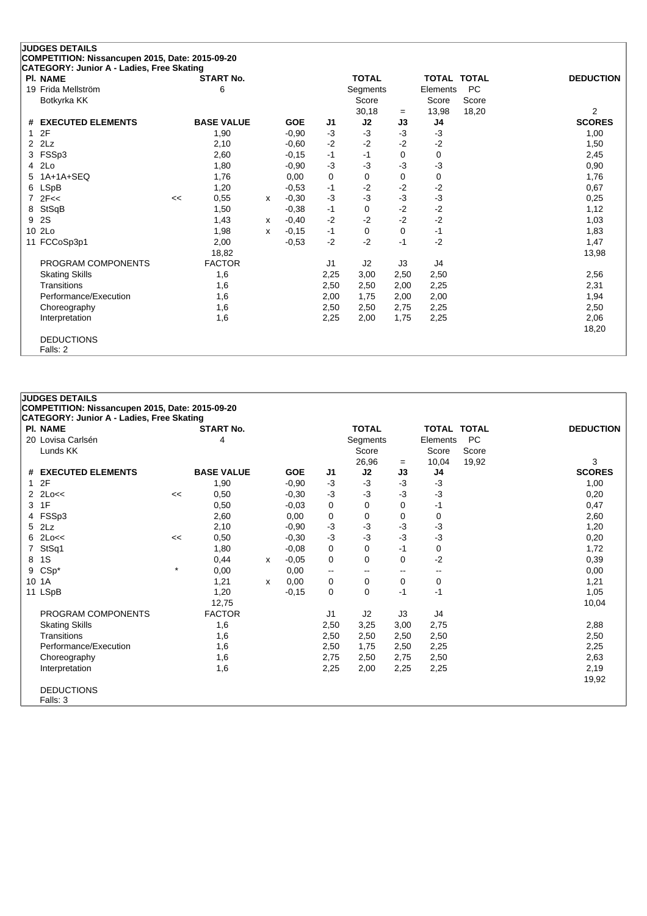## JUDGES DETAILS

**COMPETITION: Nissancupen 2015, Date: 2015-09-20**

**CATEGORY: Junior A - Ladies, Free Skating**

| Pl. NAME | START No. | TOTAL Segments Score | = | TOTAL Elements Score | TOTAL PC Score | DEDUCTION |
|---|---|---|---|---|---|---|
| 19 Frida Mellström Botkyrka KK | 6 | 30,18 | = | 13,98 | 18,20 | 2 |

| # | EXECUTED ELEMENTS | | BASE VALUE | | GOE | J1 | J2 | J3 | J4 | SCORES |
|---|---|---|---|---|---|---|---|---|---|---|
| 1 | 2F | | 1,90 | | -0,90 | -3 | -3 | -3 | -3 | 1,00 |
| 2 | 2Lz | | 2,10 | | -0,60 | -2 | -2 | -2 | -2 | 1,50 |
| 3 | FSSp3 | | 2,60 | | -0,15 | -1 | -1 | 0 | 0 | 2,45 |
| 4 | 2Lo | | 1,80 | | -0,90 | -3 | -3 | -3 | -3 | 0,90 |
| 5 | 1A+1A+SEQ | | 1,76 | | 0,00 | 0 | 0 | 0 | 0 | 1,76 |
| 6 | LSpB | | 1,20 | | -0,53 | -1 | -2 | -2 | -2 | 0,67 |
| 7 | 2F<< | << | 0,55 | x | -0,30 | -3 | -3 | -3 | -3 | 0,25 |
| 8 | StSqB | | 1,50 | | -0,38 | -1 | 0 | -2 | -2 | 1,12 |
| 9 | 2S | | 1,43 | x | -0,40 | -2 | -2 | -2 | -2 | 1,03 |
| 10 | 2Lo | | 1,98 | x | -0,15 | -1 | 0 | 0 | -1 | 1,83 |
| 11 | FCCoSp3p1 | | 2,00 | | -0,53 | -2 | -2 | -1 | -2 | 1,47 |
| | | | 18,82 | | | | | | | 13,98 |

| PROGRAM COMPONENTS | FACTOR | J1 | J2 | J3 | J4 | |
|---|---|---|---|---|---|---|
| Skating Skills | 1,6 | 2,25 | 3,00 | 2,50 | 2,50 | 2,56 |
| Transitions | 1,6 | 2,50 | 2,50 | 2,00 | 2,25 | 2,31 |
| Performance/Execution | 1,6 | 2,00 | 1,75 | 2,00 | 2,00 | 1,94 |
| Choreography | 1,6 | 2,50 | 2,50 | 2,75 | 2,25 | 2,50 |
| Interpretation | 1,6 | 2,25 | 2,00 | 1,75 | 2,25 | 2,06 |
| | | | | | | 18,20 |

DEDUCTIONS
Falls: 2

## JUDGES DETAILS

**COMPETITION: Nissancupen 2015, Date: 2015-09-20**

**CATEGORY: Junior A - Ladies, Free Skating**

| Pl. NAME | START No. | TOTAL Segments Score | = | TOTAL Elements Score | TOTAL PC Score | DEDUCTION |
|---|---|---|---|---|---|---|
| 20 Lovisa Carlsén Lunds KK | 4 | 26,96 | = | 10,04 | 19,92 | 3 |

| # | EXECUTED ELEMENTS | | BASE VALUE | | GOE | J1 | J2 | J3 | J4 | SCORES |
|---|---|---|---|---|---|---|---|---|---|---|
| 1 | 2F | | 1,90 | | -0,90 | -3 | -3 | -3 | -3 | 1,00 |
| 2 | 2Lo<< | << | 0,50 | | -0,30 | -3 | -3 | -3 | -3 | 0,20 |
| 3 | 1F | | 0,50 | | -0,03 | 0 | 0 | 0 | -1 | 0,47 |
| 4 | FSSp3 | | 2,60 | | 0,00 | 0 | 0 | 0 | 0 | 2,60 |
| 5 | 2Lz | | 2,10 | | -0,90 | -3 | -3 | -3 | -3 | 1,20 |
| 6 | 2Lo<< | << | 0,50 | | -0,30 | -3 | -3 | -3 | -3 | 0,20 |
| 7 | StSq1 | | 1,80 | | -0,08 | 0 | 0 | -1 | 0 | 1,72 |
| 8 | 1S | | 0,44 | x | -0,05 | 0 | 0 | 0 | -2 | 0,39 |
| 9 | CSp* | * | 0,00 | | 0,00 | -- | -- | -- | -- | 0,00 |
| 10 | 1A | | 1,21 | x | 0,00 | 0 | 0 | 0 | 0 | 1,21 |
| 11 | LSpB | | 1,20 | | -0,15 | 0 | 0 | -1 | -1 | 1,05 |
| | | | 12,75 | | | | | | | 10,04 |

| PROGRAM COMPONENTS | FACTOR | J1 | J2 | J3 | J4 | |
|---|---|---|---|---|---|---|
| Skating Skills | 1,6 | 2,50 | 3,25 | 3,00 | 2,75 | 2,88 |
| Transitions | 1,6 | 2,50 | 2,50 | 2,50 | 2,50 | 2,50 |
| Performance/Execution | 1,6 | 2,50 | 1,75 | 2,50 | 2,25 | 2,25 |
| Choreography | 1,6 | 2,75 | 2,50 | 2,75 | 2,50 | 2,63 |
| Interpretation | 1,6 | 2,25 | 2,00 | 2,25 | 2,25 | 2,19 |
| | | | | | | 19,92 |

DEDUCTIONS
Falls: 3